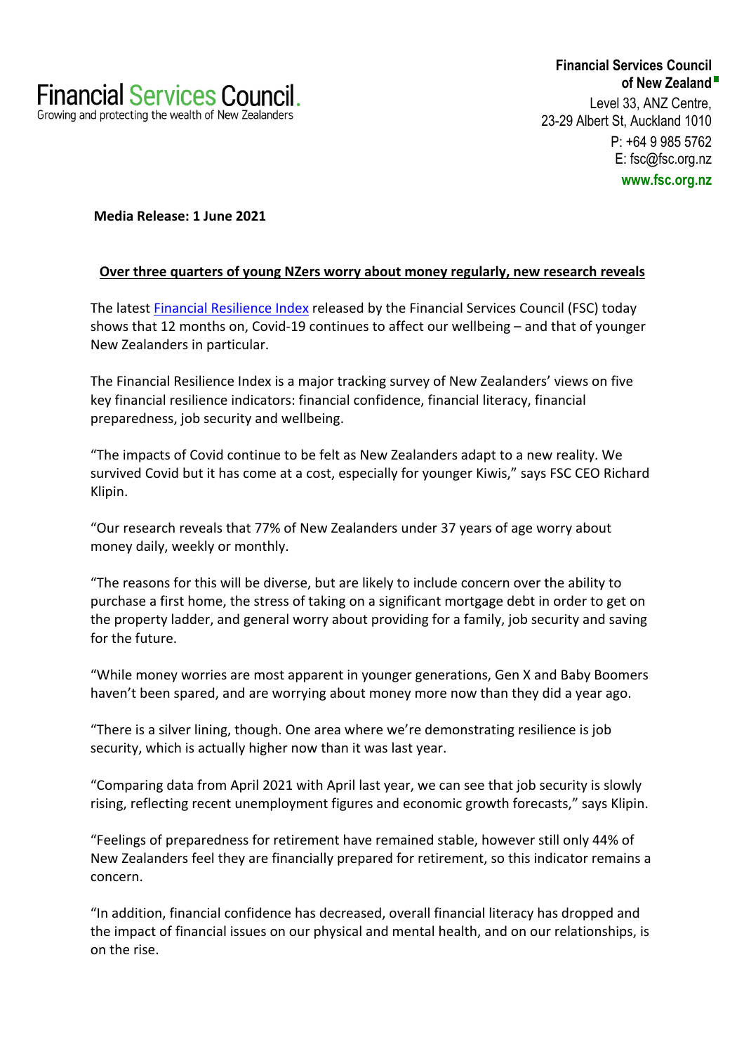Financial Services Council.
Growing and protecting the wealth of New Zealanders

**Financial Services Council of New Zealand**
Level 33, ANZ Centre,
23-29 Albert St, Auckland 1010
P: +64 9 985 5762
E: fsc@fsc.org.nz
**www.fsc.org.nz**

**Media Release: 1 June 2021**

**Over three quarters of young NZers worry about money regularly, new research reveals**

The latest [Financial Resilience Index](#) released by the Financial Services Council (FSC) today shows that 12 months on, Covid-19 continues to affect our wellbeing – and that of younger New Zealanders in particular.

The Financial Resilience Index is a major tracking survey of New Zealanders' views on five key financial resilience indicators: financial confidence, financial literacy, financial preparedness, job security and wellbeing.

"The impacts of Covid continue to be felt as New Zealanders adapt to a new reality. We survived Covid but it has come at a cost, especially for younger Kiwis," says FSC CEO Richard Klipin.

"Our research reveals that 77% of New Zealanders under 37 years of age worry about money daily, weekly or monthly.

"The reasons for this will be diverse, but are likely to include concern over the ability to purchase a first home, the stress of taking on a significant mortgage debt in order to get on the property ladder, and general worry about providing for a family, job security and saving for the future.

"While money worries are most apparent in younger generations, Gen X and Baby Boomers haven't been spared, and are worrying about money more now than they did a year ago.

"There is a silver lining, though. One area where we're demonstrating resilience is job security, which is actually higher now than it was last year.

"Comparing data from April 2021 with April last year, we can see that job security is slowly rising, reflecting recent unemployment figures and economic growth forecasts," says Klipin.

"Feelings of preparedness for retirement have remained stable, however still only 44% of New Zealanders feel they are financially prepared for retirement, so this indicator remains a concern.

"In addition, financial confidence has decreased, overall financial literacy has dropped and the impact of financial issues on our physical and mental health, and on our relationships, is on the rise.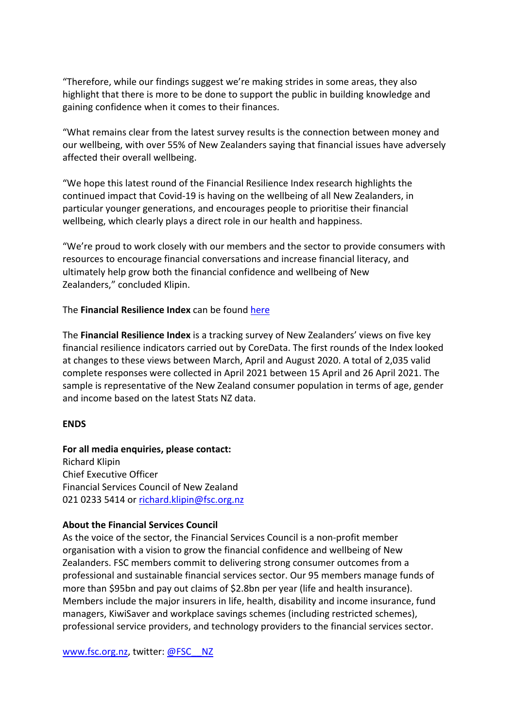“Therefore, while our findings suggest we’re making strides in some areas, they also highlight that there is more to be done to support the public in building knowledge and gaining confidence when it comes to their finances.

“What remains clear from the latest survey results is the connection between money and our wellbeing, with over 55% of New Zealanders saying that financial issues have adversely affected their overall wellbeing.

“We hope this latest round of the Financial Resilience Index research highlights the continued impact that Covid-19 is having on the wellbeing of all New Zealanders, in particular younger generations, and encourages people to prioritise their financial wellbeing, which clearly plays a direct role in our health and happiness.

“We’re proud to work closely with our members and the sector to provide consumers with resources to encourage financial conversations and increase financial literacy, and ultimately help grow both the financial confidence and wellbeing of New Zealanders,” concluded Klipin.

The **Financial Resilience Index** can be found here

The **Financial Resilience Index** is a tracking survey of New Zealanders’ views on five key financial resilience indicators carried out by CoreData. The first rounds of the Index looked at changes to these views between March, April and August 2020. A total of 2,035 valid complete responses were collected in April 2021 between 15 April and 26 April 2021. The sample is representative of the New Zealand consumer population in terms of age, gender and income based on the latest Stats NZ data.

**ENDS**

**For all media enquiries, please contact:**
Richard Klipin
Chief Executive Officer
Financial Services Council of New Zealand
021 0233 5414 or richard.klipin@fsc.org.nz

**About the Financial Services Council**
As the voice of the sector, the Financial Services Council is a non-profit member organisation with a vision to grow the financial confidence and wellbeing of New Zealanders. FSC members commit to delivering strong consumer outcomes from a professional and sustainable financial services sector. Our 95 members manage funds of more than $95bn and pay out claims of $2.8bn per year (life and health insurance). Members include the major insurers in life, health, disability and income insurance, fund managers, KiwiSaver and workplace savings schemes (including restricted schemes), professional service providers, and technology providers to the financial services sector.

www.fsc.org.nz, twitter: @FSC__NZ